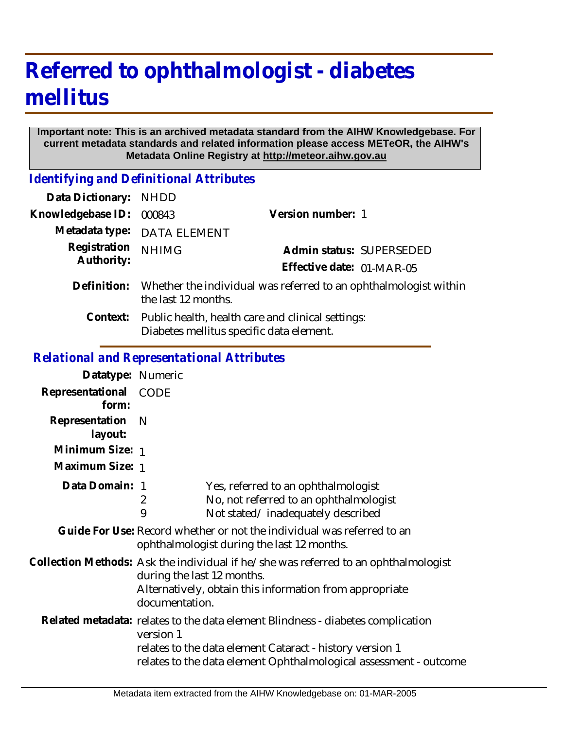# Referred to ophthalmologist - diabetes mellitus

**Important note: This is an archived metadata standard from the AIHW Knowledgebase. For current metadata standards and related information please access METeOR, the AIHW's Metadata Online Registry at http://meteor.aihw.gov.au**

## *Identifying and Definitional Attributes*

**Data Dictionary:** NHDD

**Knowledgebase ID:** 000843

**Version number:** 1

**Metadata type:** DATA ELEMENT

**Registration Authority:** NHIMG

**Admin status:** SUPERSEDED

**Effective date:** 01-MAR-05

**Definition:** Whether the individual was referred to an ophthalmologist within the last 12 months.

**Context:** Public health, health care and clinical settings:
Diabetes mellitus specific data element.

## *Relational and Representational Attributes*

**Datatype:** Numeric

**Representational form:** CODE

**Representation layout:** N

**Minimum Size:** 1

**Maximum Size:** 1

**Data Domain:**

| | |
|---|---|
| 1 | Yes, referred to an ophthalmologist |
| 2 | No, not referred to an ophthalmologist |
| 9 | Not stated/ inadequately described |

**Guide For Use:** Record whether or not the individual was referred to an ophthalmologist during the last 12 months.

**Collection Methods:** Ask the individual if he/she was referred to an ophthalmologist during the last 12 months.
Alternatively, obtain this information from appropriate documentation.

**Related metadata:** relates to the data element Blindness - diabetes complication version 1
relates to the data element Cataract - history version 1
relates to the data element Ophthalmological assessment - outcome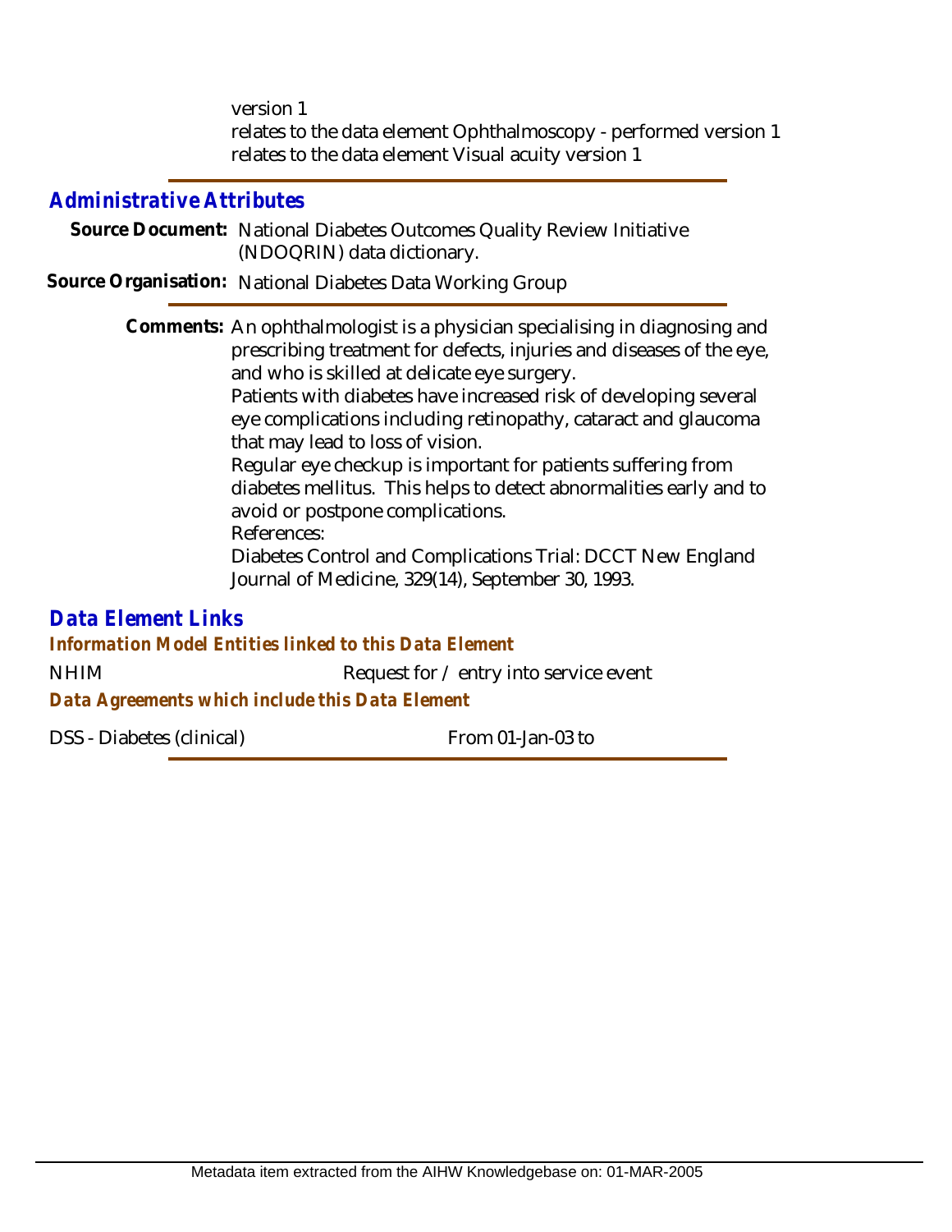version 1
relates to the data element Ophthalmoscopy - performed version 1
relates to the data element Visual acuity version 1

## Administrative Attributes

**Source Document:** National Diabetes Outcomes Quality Review Initiative (NDOQRIN) data dictionary.

**Source Organisation:** National Diabetes Data Working Group

**Comments:** An ophthalmologist is a physician specialising in diagnosing and prescribing treatment for defects, injuries and diseases of the eye, and who is skilled at delicate eye surgery.

Patients with diabetes have increased risk of developing several eye complications including retinopathy, cataract and glaucoma that may lead to loss of vision.

Regular eye checkup is important for patients suffering from diabetes mellitus. This helps to detect abnormalities early and to avoid or postpone complications.

References:

Diabetes Control and Complications Trial: DCCT New England Journal of Medicine, 329(14), September 30, 1993.

## Data Element Links

### Information Model Entities linked to this Data Element

| | |
|---|---|
| NHIM | Request for / entry into service event |

### Data Agreements which include this Data Element

| | |
|---|---|
| DSS - Diabetes (clinical) | From 01-Jan-03 to |

Metadata item extracted from the AIHW Knowledgebase on: 01-MAR-2005